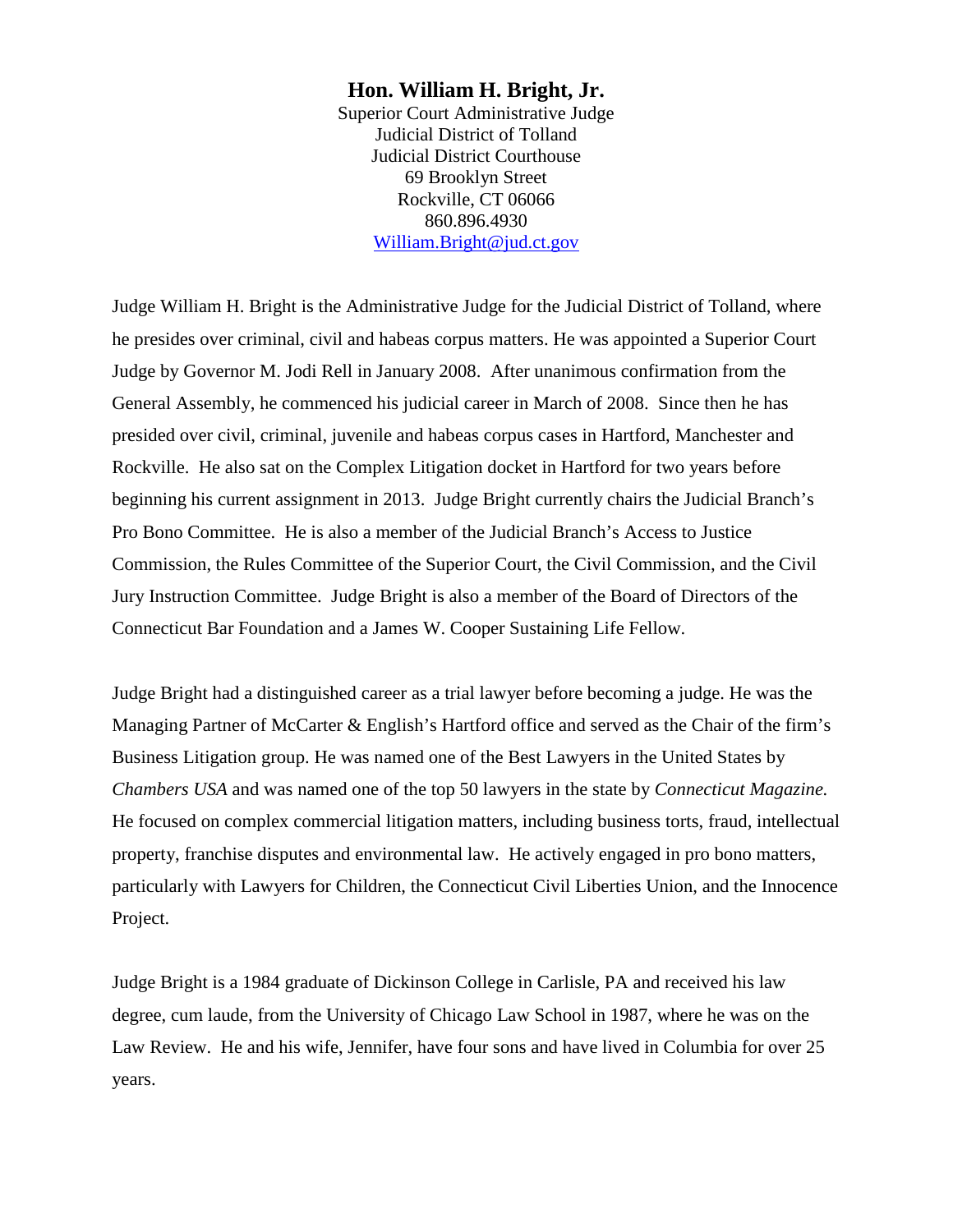# Hon. William H. Bright, Jr.

Superior Court Administrative Judge
Judicial District of Tolland
Judicial District Courthouse
69 Brooklyn Street
Rockville, CT 06066
860.896.4930
William.Bright@jud.ct.gov

Judge William H. Bright is the Administrative Judge for the Judicial District of Tolland, where he presides over criminal, civil and habeas corpus matters. He was appointed a Superior Court Judge by Governor M. Jodi Rell in January 2008. After unanimous confirmation from the General Assembly, he commenced his judicial career in March of 2008. Since then he has presided over civil, criminal, juvenile and habeas corpus cases in Hartford, Manchester and Rockville. He also sat on the Complex Litigation docket in Hartford for two years before beginning his current assignment in 2013. Judge Bright currently chairs the Judicial Branch's Pro Bono Committee. He is also a member of the Judicial Branch's Access to Justice Commission, the Rules Committee of the Superior Court, the Civil Commission, and the Civil Jury Instruction Committee. Judge Bright is also a member of the Board of Directors of the Connecticut Bar Foundation and a James W. Cooper Sustaining Life Fellow.

Judge Bright had a distinguished career as a trial lawyer before becoming a judge. He was the Managing Partner of McCarter & English's Hartford office and served as the Chair of the firm's Business Litigation group. He was named one of the Best Lawyers in the United States by *Chambers USA* and was named one of the top 50 lawyers in the state by *Connecticut Magazine.* He focused on complex commercial litigation matters, including business torts, fraud, intellectual property, franchise disputes and environmental law. He actively engaged in pro bono matters, particularly with Lawyers for Children, the Connecticut Civil Liberties Union, and the Innocence Project.

Judge Bright is a 1984 graduate of Dickinson College in Carlisle, PA and received his law degree, cum laude, from the University of Chicago Law School in 1987, where he was on the Law Review. He and his wife, Jennifer, have four sons and have lived in Columbia for over 25 years.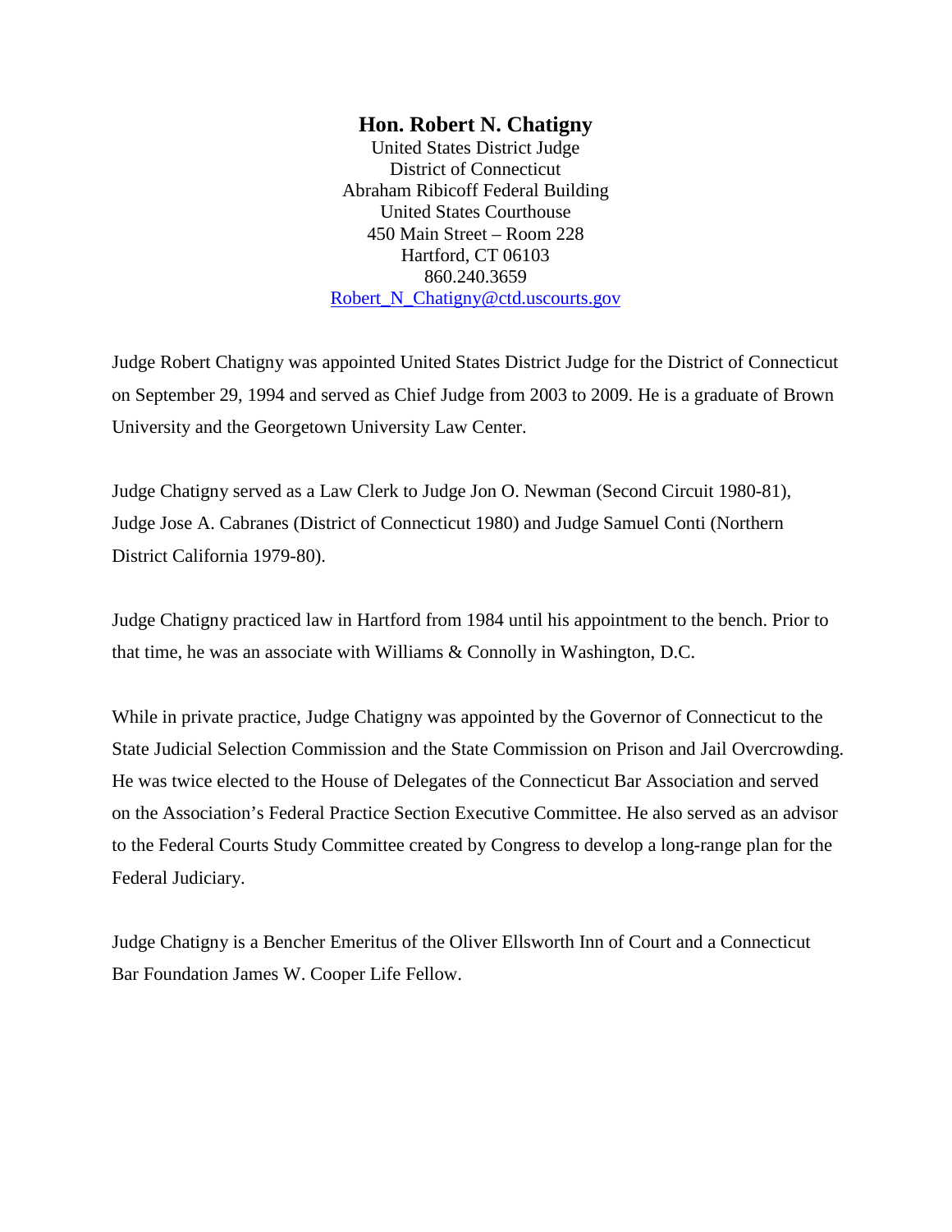# Hon. Robert N. Chatigny

United States District Judge
District of Connecticut
Abraham Ribicoff Federal Building
United States Courthouse
450 Main Street – Room 228
Hartford, CT 06103
860.240.3659
Robert_N_Chatigny@ctd.uscourts.gov

Judge Robert Chatigny was appointed United States District Judge for the District of Connecticut on September 29, 1994 and served as Chief Judge from 2003 to 2009. He is a graduate of Brown University and the Georgetown University Law Center.

Judge Chatigny served as a Law Clerk to Judge Jon O. Newman (Second Circuit 1980-81), Judge Jose A. Cabranes (District of Connecticut 1980) and Judge Samuel Conti (Northern District California 1979-80).

Judge Chatigny practiced law in Hartford from 1984 until his appointment to the bench. Prior to that time, he was an associate with Williams & Connolly in Washington, D.C.

While in private practice, Judge Chatigny was appointed by the Governor of Connecticut to the State Judicial Selection Commission and the State Commission on Prison and Jail Overcrowding. He was twice elected to the House of Delegates of the Connecticut Bar Association and served on the Association's Federal Practice Section Executive Committee. He also served as an advisor to the Federal Courts Study Committee created by Congress to develop a long-range plan for the Federal Judiciary.

Judge Chatigny is a Bencher Emeritus of the Oliver Ellsworth Inn of Court and a Connecticut Bar Foundation James W. Cooper Life Fellow.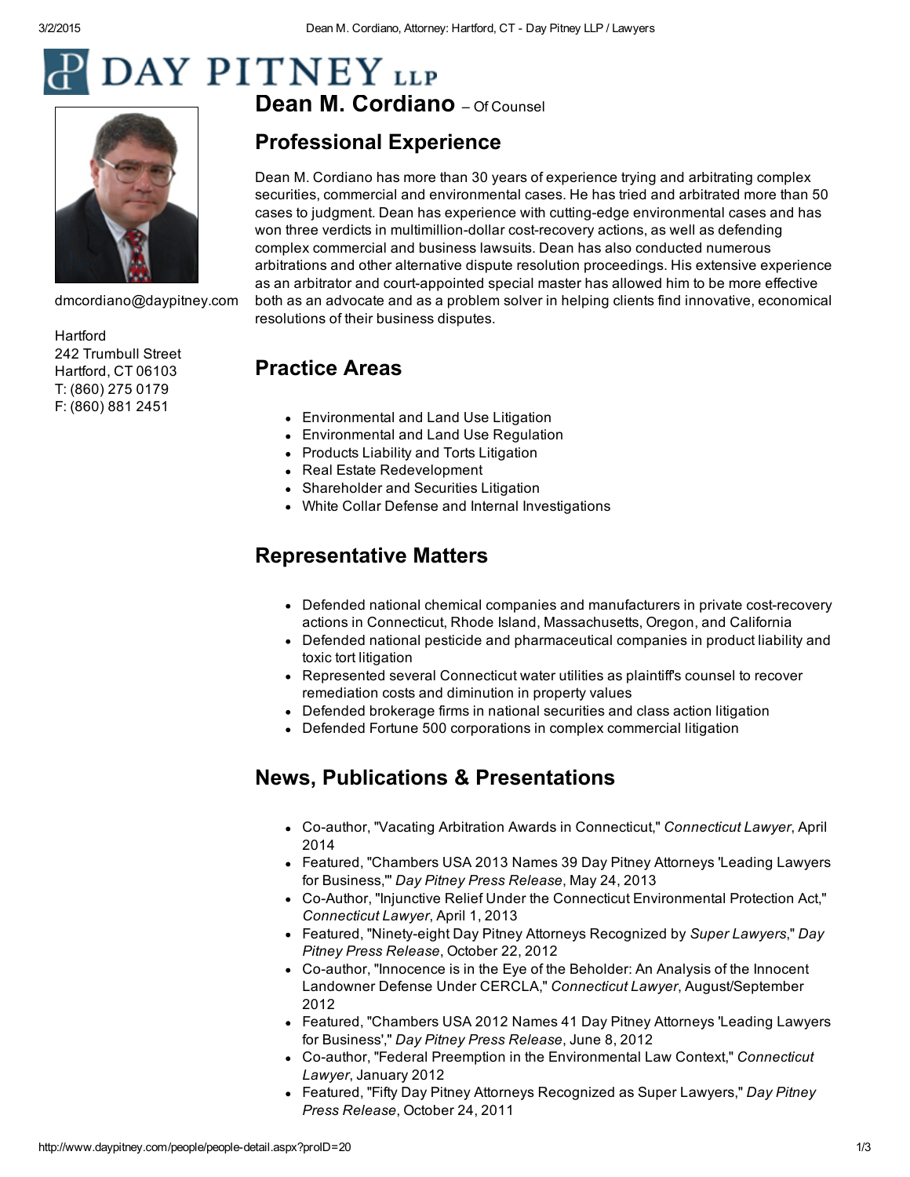# DAY PITNEY LLP

## Dean M. Cordiano – Of Counsel

dmcordiano@daypitney.com

Hartford
242 Trumbull Street
Hartford, CT 06103
T: (860) 275 0179
F: (860) 881 2451

## Professional Experience

Dean M. Cordiano has more than 30 years of experience trying and arbitrating complex securities, commercial and environmental cases. He has tried and arbitrated more than 50 cases to judgment. Dean has experience with cutting-edge environmental cases and has won three verdicts in multimillion-dollar cost-recovery actions, as well as defending complex commercial and business lawsuits. Dean has also conducted numerous arbitrations and other alternative dispute resolution proceedings. His extensive experience as an arbitrator and court-appointed special master has allowed him to be more effective both as an advocate and as a problem solver in helping clients find innovative, economical resolutions of their business disputes.

## Practice Areas

- Environmental and Land Use Litigation
- Environmental and Land Use Regulation
- Products Liability and Torts Litigation
- Real Estate Redevelopment
- Shareholder and Securities Litigation
- White Collar Defense and Internal Investigations

## Representative Matters

- Defended national chemical companies and manufacturers in private cost-recovery actions in Connecticut, Rhode Island, Massachusetts, Oregon, and California
- Defended national pesticide and pharmaceutical companies in product liability and toxic tort litigation
- Represented several Connecticut water utilities as plaintiff's counsel to recover remediation costs and diminution in property values
- Defended brokerage firms in national securities and class action litigation
- Defended Fortune 500 corporations in complex commercial litigation

## News, Publications & Presentations

- Co-author, "Vacating Arbitration Awards in Connecticut," *Connecticut Lawyer*, April 2014
- Featured, "Chambers USA 2013 Names 39 Day Pitney Attorneys 'Leading Lawyers for Business,'" *Day Pitney Press Release*, May 24, 2013
- Co-Author, "Injunctive Relief Under the Connecticut Environmental Protection Act," *Connecticut Lawyer*, April 1, 2013
- Featured, "Ninety-eight Day Pitney Attorneys Recognized by *Super Lawyers*," *Day Pitney Press Release*, October 22, 2012
- Co-author, "Innocence is in the Eye of the Beholder: An Analysis of the Innocent Landowner Defense Under CERCLA," *Connecticut Lawyer*, August/September 2012
- Featured, "Chambers USA 2012 Names 41 Day Pitney Attorneys 'Leading Lawyers for Business'," *Day Pitney Press Release*, June 8, 2012
- Co-author, "Federal Preemption in the Environmental Law Context," *Connecticut Lawyer*, January 2012
- Featured, "Fifty Day Pitney Attorneys Recognized as Super Lawyers," *Day Pitney Press Release*, October 24, 2011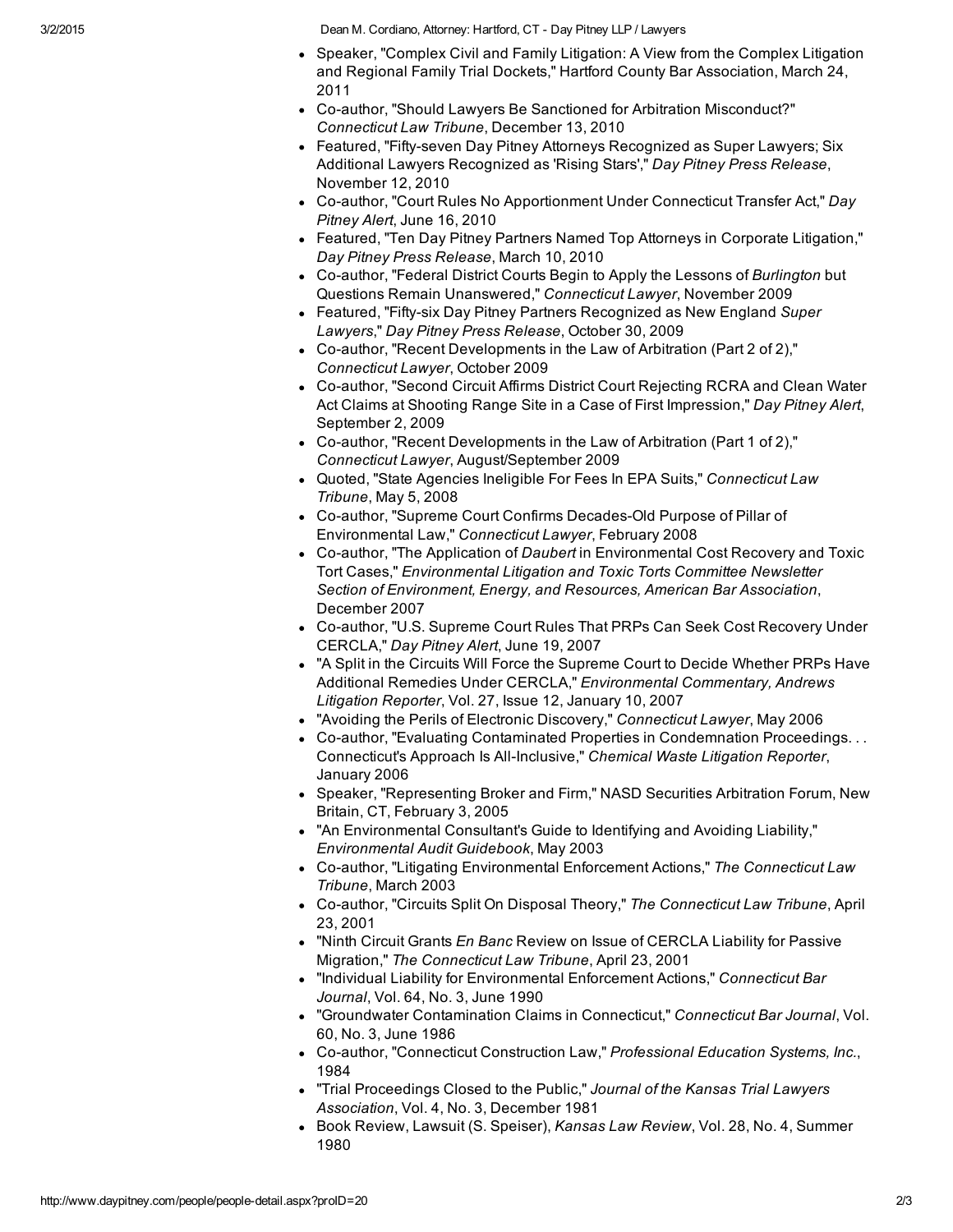- Speaker, "Complex Civil and Family Litigation: A View from the Complex Litigation and Regional Family Trial Dockets," Hartford County Bar Association, March 24, 2011
- Co-author, "Should Lawyers Be Sanctioned for Arbitration Misconduct?" *Connecticut Law Tribune*, December 13, 2010
- Featured, "Fifty-seven Day Pitney Attorneys Recognized as Super Lawyers; Six Additional Lawyers Recognized as 'Rising Stars'," *Day Pitney Press Release*, November 12, 2010
- Co-author, "Court Rules No Apportionment Under Connecticut Transfer Act," *Day Pitney Alert*, June 16, 2010
- Featured, "Ten Day Pitney Partners Named Top Attorneys in Corporate Litigation," *Day Pitney Press Release*, March 10, 2010
- Co-author, "Federal District Courts Begin to Apply the Lessons of *Burlington* but Questions Remain Unanswered," *Connecticut Lawyer*, November 2009
- Featured, "Fifty-six Day Pitney Partners Recognized as New England *Super Lawyers*," *Day Pitney Press Release*, October 30, 2009
- Co-author, "Recent Developments in the Law of Arbitration (Part 2 of 2)," *Connecticut Lawyer*, October 2009
- Co-author, "Second Circuit Affirms District Court Rejecting RCRA and Clean Water Act Claims at Shooting Range Site in a Case of First Impression," *Day Pitney Alert*, September 2, 2009
- Co-author, "Recent Developments in the Law of Arbitration (Part 1 of 2)," *Connecticut Lawyer*, August/September 2009
- Quoted, "State Agencies Ineligible For Fees In EPA Suits," *Connecticut Law Tribune*, May 5, 2008
- Co-author, "Supreme Court Confirms Decades-Old Purpose of Pillar of Environmental Law," *Connecticut Lawyer*, February 2008
- Co-author, "The Application of *Daubert* in Environmental Cost Recovery and Toxic Tort Cases," *Environmental Litigation and Toxic Torts Committee Newsletter Section of Environment, Energy, and Resources, American Bar Association*, December 2007
- Co-author, "U.S. Supreme Court Rules That PRPs Can Seek Cost Recovery Under CERCLA," *Day Pitney Alert*, June 19, 2007
- "A Split in the Circuits Will Force the Supreme Court to Decide Whether PRPs Have Additional Remedies Under CERCLA," *Environmental Commentary, Andrews Litigation Reporter*, Vol. 27, Issue 12, January 10, 2007
- "Avoiding the Perils of Electronic Discovery," *Connecticut Lawyer*, May 2006
- Co-author, "Evaluating Contaminated Properties in Condemnation Proceedings. . . Connecticut's Approach Is All-Inclusive," *Chemical Waste Litigation Reporter*, January 2006
- Speaker, "Representing Broker and Firm," NASD Securities Arbitration Forum, New Britain, CT, February 3, 2005
- "An Environmental Consultant's Guide to Identifying and Avoiding Liability," *Environmental Audit Guidebook*, May 2003
- Co-author, "Litigating Environmental Enforcement Actions," *The Connecticut Law Tribune*, March 2003
- Co-author, "Circuits Split On Disposal Theory," *The Connecticut Law Tribune*, April 23, 2001
- "Ninth Circuit Grants *En Banc* Review on Issue of CERCLA Liability for Passive Migration," *The Connecticut Law Tribune*, April 23, 2001
- "Individual Liability for Environmental Enforcement Actions," *Connecticut Bar Journal*, Vol. 64, No. 3, June 1990
- "Groundwater Contamination Claims in Connecticut," *Connecticut Bar Journal*, Vol. 60, No. 3, June 1986
- Co-author, "Connecticut Construction Law," *Professional Education Systems, Inc.*, 1984
- "Trial Proceedings Closed to the Public," *Journal of the Kansas Trial Lawyers Association*, Vol. 4, No. 3, December 1981
- Book Review, Lawsuit (S. Speiser), *Kansas Law Review*, Vol. 28, No. 4, Summer 1980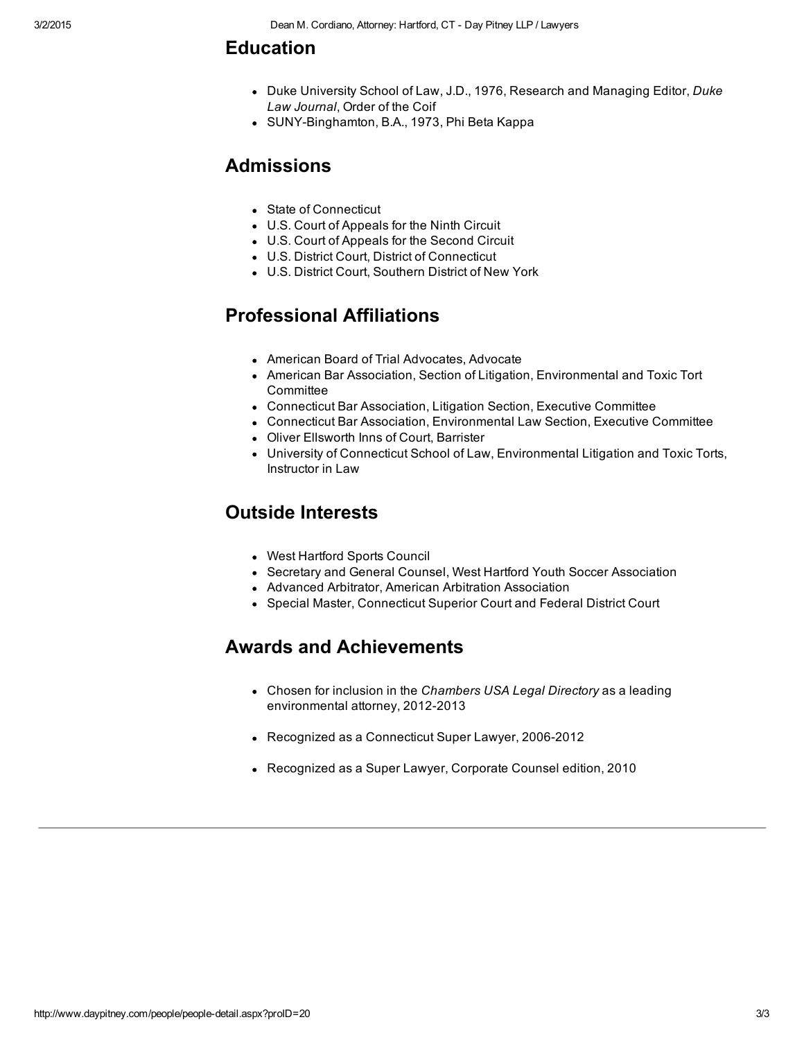## Education

- Duke University School of Law, J.D., 1976, Research and Managing Editor, *Duke Law Journal*, Order of the Coif
- SUNY-Binghamton, B.A., 1973, Phi Beta Kappa

## Admissions

- State of Connecticut
- U.S. Court of Appeals for the Ninth Circuit
- U.S. Court of Appeals for the Second Circuit
- U.S. District Court, District of Connecticut
- U.S. District Court, Southern District of New York

## Professional Affiliations

- American Board of Trial Advocates, Advocate
- American Bar Association, Section of Litigation, Environmental and Toxic Tort Committee
- Connecticut Bar Association, Litigation Section, Executive Committee
- Connecticut Bar Association, Environmental Law Section, Executive Committee
- Oliver Ellsworth Inns of Court, Barrister
- University of Connecticut School of Law, Environmental Litigation and Toxic Torts, Instructor in Law

## Outside Interests

- West Hartford Sports Council
- Secretary and General Counsel, West Hartford Youth Soccer Association
- Advanced Arbitrator, American Arbitration Association
- Special Master, Connecticut Superior Court and Federal District Court

## Awards and Achievements

- Chosen for inclusion in the *Chambers USA Legal Directory* as a leading environmental attorney, 2012-2013
- Recognized as a Connecticut Super Lawyer, 2006-2012
- Recognized as a Super Lawyer, Corporate Counsel edition, 2010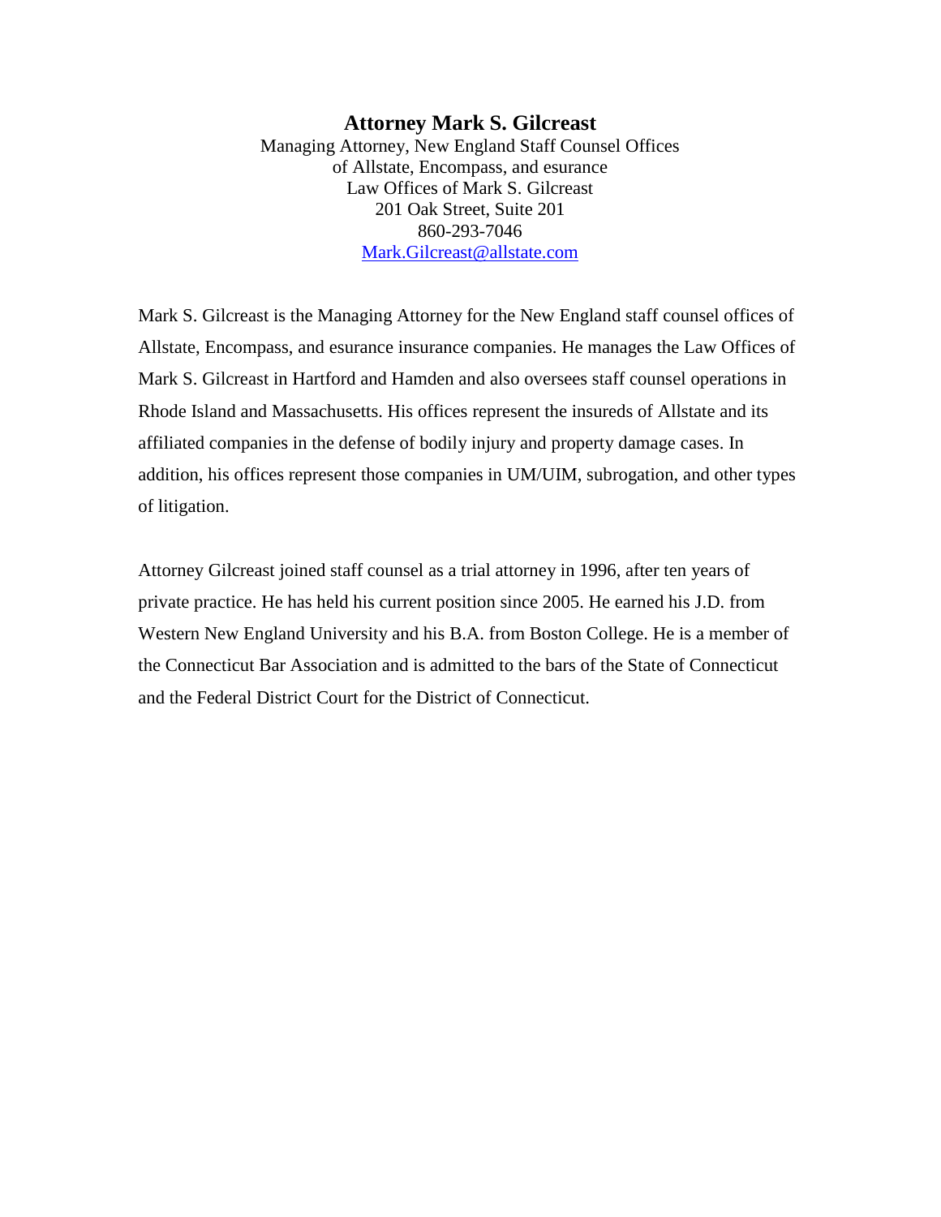# Attorney Mark S. Gilcreast

Managing Attorney, New England Staff Counsel Offices
of Allstate, Encompass, and esurance
Law Offices of Mark S. Gilcreast
201 Oak Street, Suite 201
860-293-7046
Mark.Gilcreast@allstate.com

Mark S. Gilcreast is the Managing Attorney for the New England staff counsel offices of Allstate, Encompass, and esurance insurance companies. He manages the Law Offices of Mark S. Gilcreast in Hartford and Hamden and also oversees staff counsel operations in Rhode Island and Massachusetts. His offices represent the insureds of Allstate and its affiliated companies in the defense of bodily injury and property damage cases. In addition, his offices represent those companies in UM/UIM, subrogation, and other types of litigation.

Attorney Gilcreast joined staff counsel as a trial attorney in 1996, after ten years of private practice. He has held his current position since 2005. He earned his J.D. from Western New England University and his B.A. from Boston College. He is a member of the Connecticut Bar Association and is admitted to the bars of the State of Connecticut and the Federal District Court for the District of Connecticut.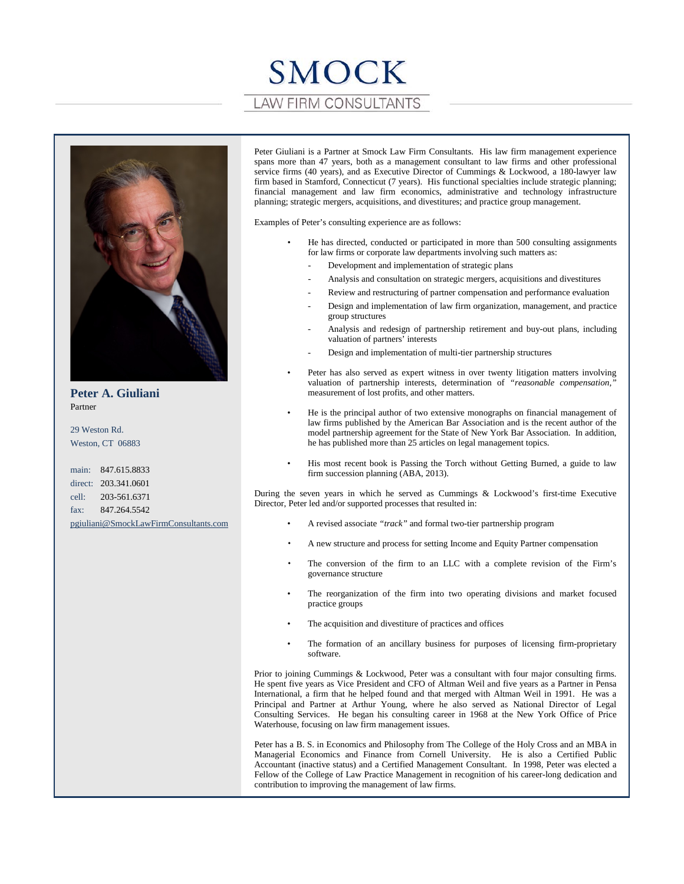# SMOCK

LAW FIRM CONSULTANTS

**Peter A. Giuliani**
Partner

29 Weston Rd.
Weston, CT 06883

main: 847.615.8833
direct: 203.341.0601
cell: 203-561.6371
fax: 847.264.5542
pgiuliani@SmockLawFirmConsultants.com

Peter Giuliani is a Partner at Smock Law Firm Consultants. His law firm management experience spans more than 47 years, both as a management consultant to law firms and other professional service firms (40 years), and as Executive Director of Cummings & Lockwood, a 180-lawyer law firm based in Stamford, Connecticut (7 years). His functional specialties include strategic planning; financial management and law firm economics, administrative and technology infrastructure planning; strategic mergers, acquisitions, and divestitures; and practice group management.

Examples of Peter's consulting experience are as follows:

- He has directed, conducted or participated in more than 500 consulting assignments for law firms or corporate law departments involving such matters as:
  - Development and implementation of strategic plans
  - Analysis and consultation on strategic mergers, acquisitions and divestitures
  - Review and restructuring of partner compensation and performance evaluation
  - Design and implementation of law firm organization, management, and practice group structures
  - Analysis and redesign of partnership retirement and buy-out plans, including valuation of partners' interests
  - Design and implementation of multi-tier partnership structures
- Peter has also served as expert witness in over twenty litigation matters involving valuation of partnership interests, determination of *"reasonable compensation,"* measurement of lost profits, and other matters.
- He is the principal author of two extensive monographs on financial management of law firms published by the American Bar Association and is the recent author of the model partnership agreement for the State of New York Bar Association. In addition, he has published more than 25 articles on legal management topics.
- His most recent book is Passing the Torch without Getting Burned, a guide to law firm succession planning (ABA, 2013).

During the seven years in which he served as Cummings & Lockwood's first-time Executive Director, Peter led and/or supported processes that resulted in:

- A revised associate *"track"* and formal two-tier partnership program
- A new structure and process for setting Income and Equity Partner compensation
- The conversion of the firm to an LLC with a complete revision of the Firm's governance structure
- The reorganization of the firm into two operating divisions and market focused practice groups
- The acquisition and divestiture of practices and offices
- The formation of an ancillary business for purposes of licensing firm-proprietary software.

Prior to joining Cummings & Lockwood, Peter was a consultant with four major consulting firms. He spent five years as Vice President and CFO of Altman Weil and five years as a Partner in Pensa International, a firm that he helped found and that merged with Altman Weil in 1991. He was a Principal and Partner at Arthur Young, where he also served as National Director of Legal Consulting Services. He began his consulting career in 1968 at the New York Office of Price Waterhouse, focusing on law firm management issues.

Peter has a B. S. in Economics and Philosophy from The College of the Holy Cross and an MBA in Managerial Economics and Finance from Cornell University. He is also a Certified Public Accountant (inactive status) and a Certified Management Consultant. In 1998, Peter was elected a Fellow of the College of Law Practice Management in recognition of his career-long dedication and contribution to improving the management of law firms.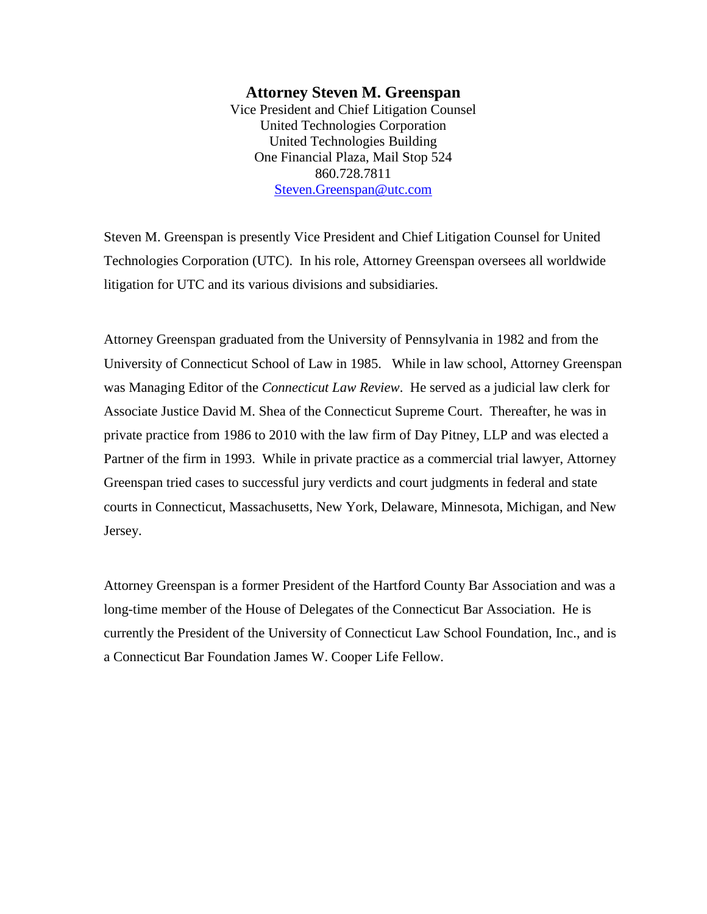# Attorney Steven M. Greenspan

Vice President and Chief Litigation Counsel
United Technologies Corporation
United Technologies Building
One Financial Plaza, Mail Stop 524
860.728.7811
Steven.Greenspan@utc.com

Steven M. Greenspan is presently Vice President and Chief Litigation Counsel for United Technologies Corporation (UTC). In his role, Attorney Greenspan oversees all worldwide litigation for UTC and its various divisions and subsidiaries.

Attorney Greenspan graduated from the University of Pennsylvania in 1982 and from the University of Connecticut School of Law in 1985. While in law school, Attorney Greenspan was Managing Editor of the *Connecticut Law Review*. He served as a judicial law clerk for Associate Justice David M. Shea of the Connecticut Supreme Court. Thereafter, he was in private practice from 1986 to 2010 with the law firm of Day Pitney, LLP and was elected a Partner of the firm in 1993. While in private practice as a commercial trial lawyer, Attorney Greenspan tried cases to successful jury verdicts and court judgments in federal and state courts in Connecticut, Massachusetts, New York, Delaware, Minnesota, Michigan, and New Jersey.

Attorney Greenspan is a former President of the Hartford County Bar Association and was a long-time member of the House of Delegates of the Connecticut Bar Association. He is currently the President of the University of Connecticut Law School Foundation, Inc., and is a Connecticut Bar Foundation James W. Cooper Life Fellow.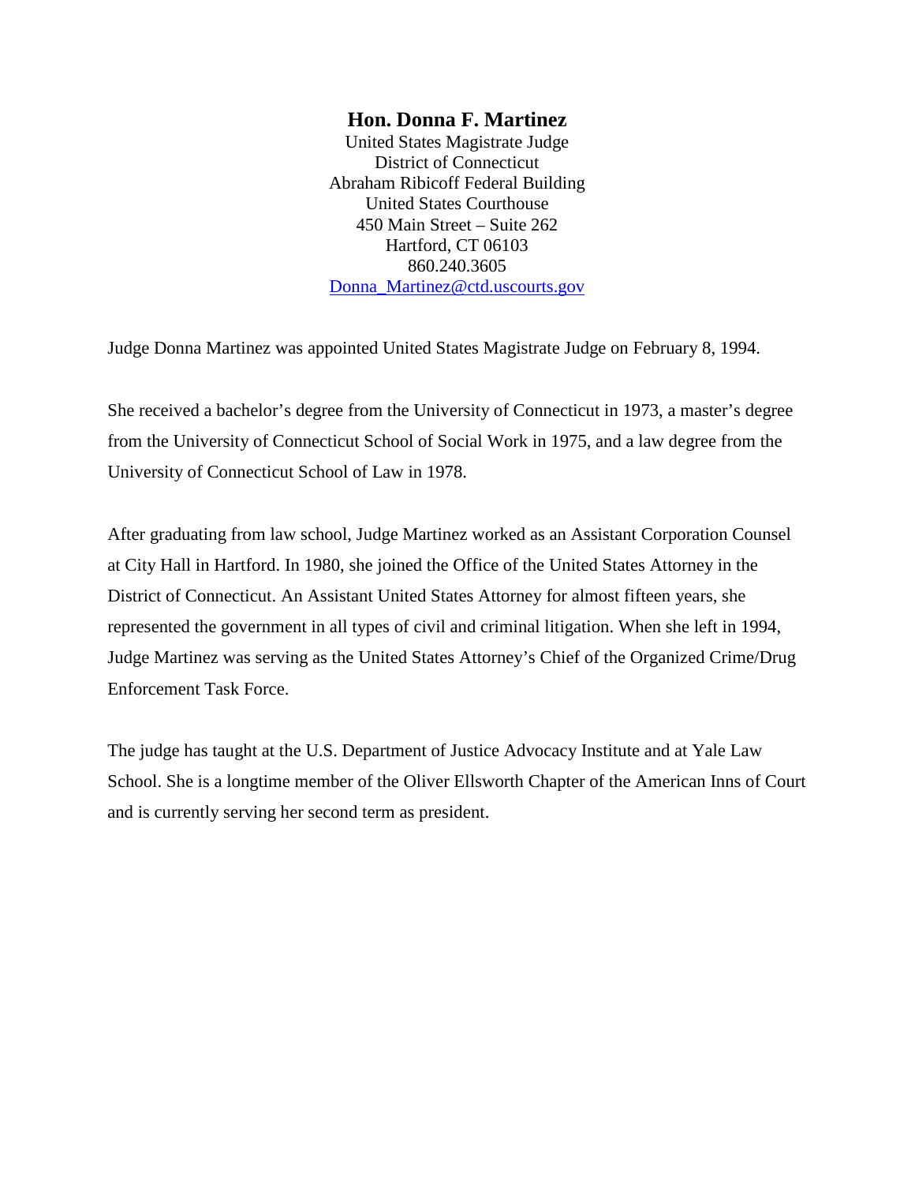**Hon. Donna F. Martinez**

United States Magistrate Judge
District of Connecticut
Abraham Ribicoff Federal Building
United States Courthouse
450 Main Street – Suite 262
Hartford, CT 06103
860.240.3605
Donna_Martinez@ctd.uscourts.gov

Judge Donna Martinez was appointed United States Magistrate Judge on February 8, 1994.

She received a bachelor's degree from the University of Connecticut in 1973, a master's degree from the University of Connecticut School of Social Work in 1975, and a law degree from the University of Connecticut School of Law in 1978.

After graduating from law school, Judge Martinez worked as an Assistant Corporation Counsel at City Hall in Hartford. In 1980, she joined the Office of the United States Attorney in the District of Connecticut. An Assistant United States Attorney for almost fifteen years, she represented the government in all types of civil and criminal litigation. When she left in 1994, Judge Martinez was serving as the United States Attorney's Chief of the Organized Crime/Drug Enforcement Task Force.

The judge has taught at the U.S. Department of Justice Advocacy Institute and at Yale Law School. She is a longtime member of the Oliver Ellsworth Chapter of the American Inns of Court and is currently serving her second term as president.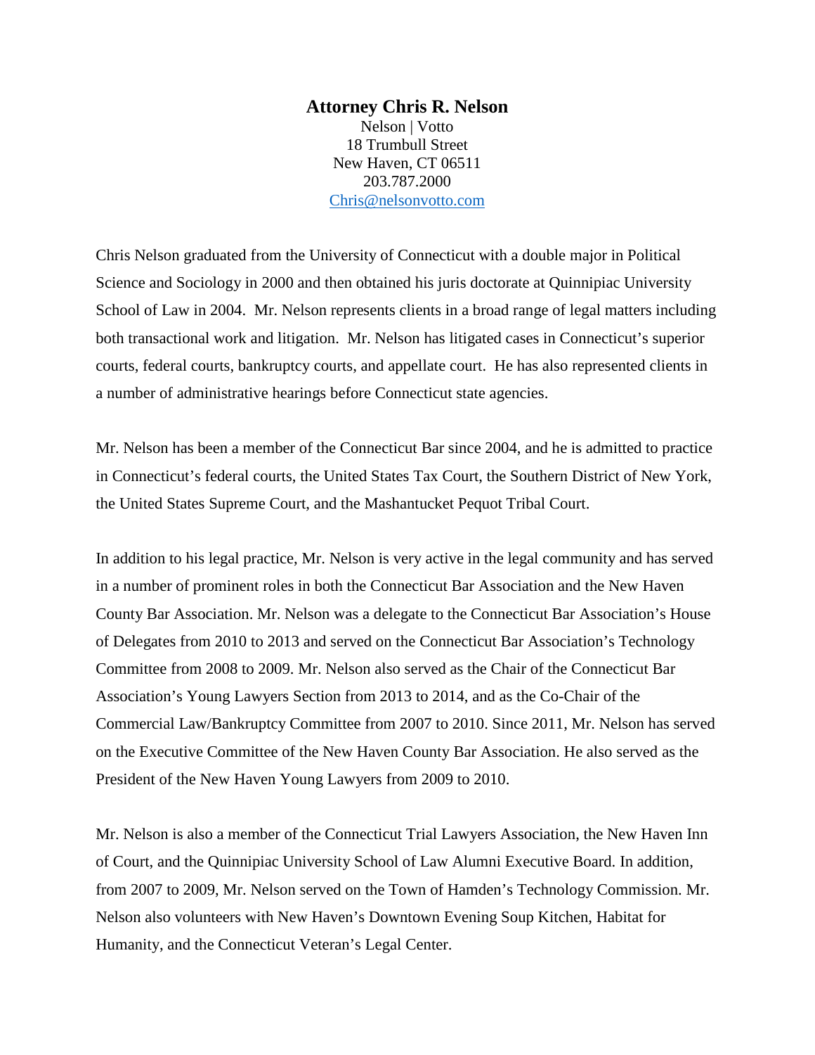**Attorney Chris R. Nelson**

Nelson | Votto
18 Trumbull Street
New Haven, CT 06511
203.787.2000
Chris@nelsonvotto.com

Chris Nelson graduated from the University of Connecticut with a double major in Political Science and Sociology in 2000 and then obtained his juris doctorate at Quinnipiac University School of Law in 2004. Mr. Nelson represents clients in a broad range of legal matters including both transactional work and litigation. Mr. Nelson has litigated cases in Connecticut's superior courts, federal courts, bankruptcy courts, and appellate court. He has also represented clients in a number of administrative hearings before Connecticut state agencies.

Mr. Nelson has been a member of the Connecticut Bar since 2004, and he is admitted to practice in Connecticut's federal courts, the United States Tax Court, the Southern District of New York, the United States Supreme Court, and the Mashantucket Pequot Tribal Court.

In addition to his legal practice, Mr. Nelson is very active in the legal community and has served in a number of prominent roles in both the Connecticut Bar Association and the New Haven County Bar Association. Mr. Nelson was a delegate to the Connecticut Bar Association's House of Delegates from 2010 to 2013 and served on the Connecticut Bar Association's Technology Committee from 2008 to 2009. Mr. Nelson also served as the Chair of the Connecticut Bar Association's Young Lawyers Section from 2013 to 2014, and as the Co-Chair of the Commercial Law/Bankruptcy Committee from 2007 to 2010. Since 2011, Mr. Nelson has served on the Executive Committee of the New Haven County Bar Association. He also served as the President of the New Haven Young Lawyers from 2009 to 2010.

Mr. Nelson is also a member of the Connecticut Trial Lawyers Association, the New Haven Inn of Court, and the Quinnipiac University School of Law Alumni Executive Board. In addition, from 2007 to 2009, Mr. Nelson served on the Town of Hamden's Technology Commission. Mr. Nelson also volunteers with New Haven's Downtown Evening Soup Kitchen, Habitat for Humanity, and the Connecticut Veteran's Legal Center.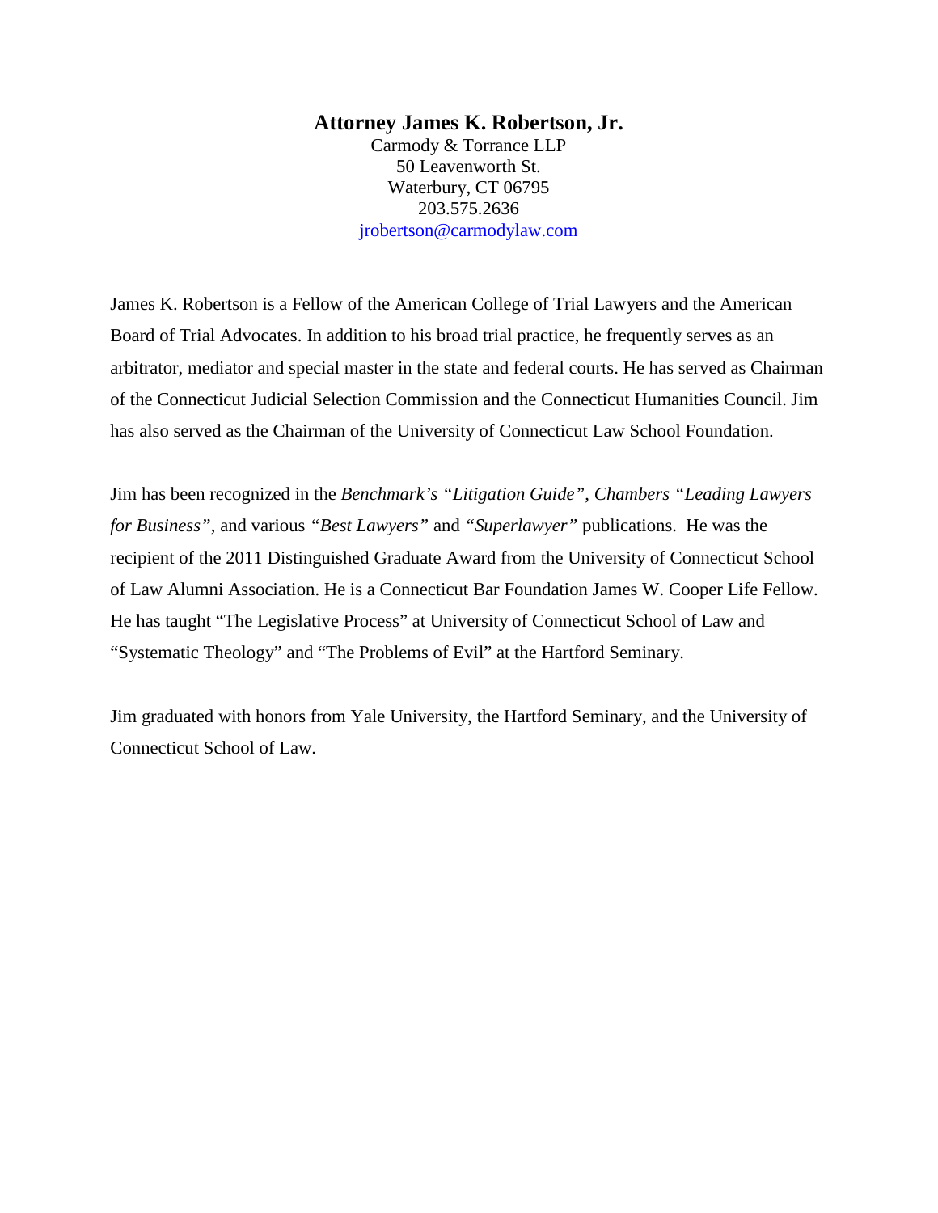**Attorney James K. Robertson, Jr.**

Carmody & Torrance LLP
50 Leavenworth St.
Waterbury, CT 06795
203.575.2636
jrobertson@carmodylaw.com

James K. Robertson is a Fellow of the American College of Trial Lawyers and the American Board of Trial Advocates. In addition to his broad trial practice, he frequently serves as an arbitrator, mediator and special master in the state and federal courts. He has served as Chairman of the Connecticut Judicial Selection Commission and the Connecticut Humanities Council. Jim has also served as the Chairman of the University of Connecticut Law School Foundation.

Jim has been recognized in the *Benchmark's "Litigation Guide"*, *Chambers "Leading Lawyers for Business"*, and various *"Best Lawyers"* and *"Superlawyer"* publications. He was the recipient of the 2011 Distinguished Graduate Award from the University of Connecticut School of Law Alumni Association. He is a Connecticut Bar Foundation James W. Cooper Life Fellow. He has taught "The Legislative Process" at University of Connecticut School of Law and "Systematic Theology" and "The Problems of Evil" at the Hartford Seminary.

Jim graduated with honors from Yale University, the Hartford Seminary, and the University of Connecticut School of Law.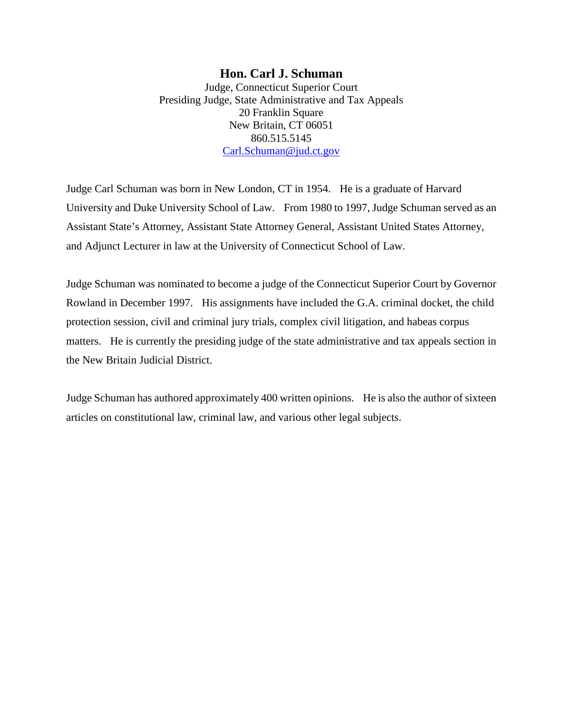# Hon. Carl J. Schuman

Judge, Connecticut Superior Court
Presiding Judge, State Administrative and Tax Appeals
20 Franklin Square
New Britain, CT 06051
860.515.5145
Carl.Schuman@jud.ct.gov

Judge Carl Schuman was born in New London, CT in 1954. He is a graduate of Harvard University and Duke University School of Law. From 1980 to 1997, Judge Schuman served as an Assistant State's Attorney, Assistant State Attorney General, Assistant United States Attorney, and Adjunct Lecturer in law at the University of Connecticut School of Law.

Judge Schuman was nominated to become a judge of the Connecticut Superior Court by Governor Rowland in December 1997. His assignments have included the G.A. criminal docket, the child protection session, civil and criminal jury trials, complex civil litigation, and habeas corpus matters. He is currently the presiding judge of the state administrative and tax appeals section in the New Britain Judicial District.

Judge Schuman has authored approximately 400 written opinions. He is also the author of sixteen articles on constitutional law, criminal law, and various other legal subjects.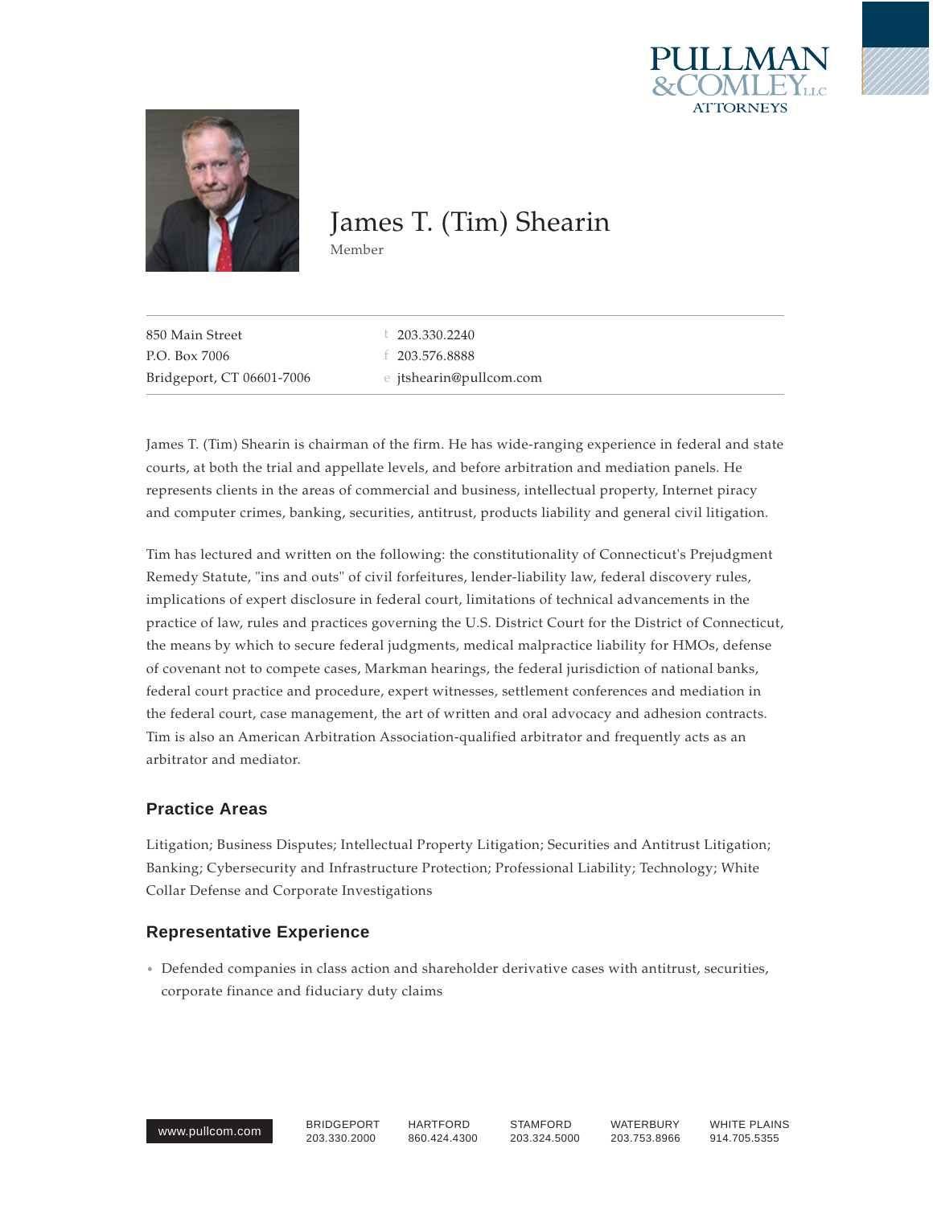# James T. (Tim) Shearin

Member

850 Main Street
P.O. Box 7006
Bridgeport, CT 06601-7006

t 203.330.2240
f 203.576.8888
e jtshearin@pullcom.com

James T. (Tim) Shearin is chairman of the firm. He has wide-ranging experience in federal and state courts, at both the trial and appellate levels, and before arbitration and mediation panels. He represents clients in the areas of commercial and business, intellectual property, Internet piracy and computer crimes, banking, securities, antitrust, products liability and general civil litigation.

Tim has lectured and written on the following: the constitutionality of Connecticut's Prejudgment Remedy Statute, "ins and outs" of civil forfeitures, lender-liability law, federal discovery rules, implications of expert disclosure in federal court, limitations of technical advancements in the practice of law, rules and practices governing the U.S. District Court for the District of Connecticut, the means by which to secure federal judgments, medical malpractice liability for HMOs, defense of covenant not to compete cases, Markman hearings, the federal jurisdiction of national banks, federal court practice and procedure, expert witnesses, settlement conferences and mediation in the federal court, case management, the art of written and oral advocacy and adhesion contracts. Tim is also an American Arbitration Association-qualified arbitrator and frequently acts as an arbitrator and mediator.

## Practice Areas

Litigation; Business Disputes; Intellectual Property Litigation; Securities and Antitrust Litigation; Banking; Cybersecurity and Infrastructure Protection; Professional Liability; Technology; White Collar Defense and Corporate Investigations

## Representative Experience

- Defended companies in class action and shareholder derivative cases with antitrust, securities, corporate finance and fiduciary duty claims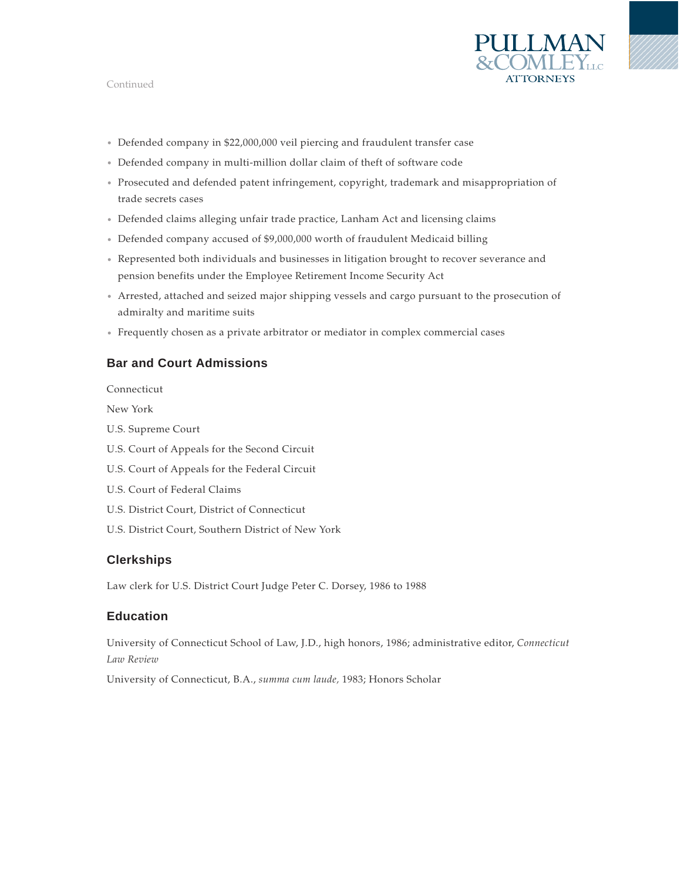Continued

- Defended company in $22,000,000 veil piercing and fraudulent transfer case
- Defended company in multi-million dollar claim of theft of software code
- Prosecuted and defended patent infringement, copyright, trademark and misappropriation of trade secrets cases
- Defended claims alleging unfair trade practice, Lanham Act and licensing claims
- Defended company accused of $9,000,000 worth of fraudulent Medicaid billing
- Represented both individuals and businesses in litigation brought to recover severance and pension benefits under the Employee Retirement Income Security Act
- Arrested, attached and seized major shipping vessels and cargo pursuant to the prosecution of admiralty and maritime suits
- Frequently chosen as a private arbitrator or mediator in complex commercial cases

## Bar and Court Admissions

Connecticut

New York

U.S. Supreme Court

U.S. Court of Appeals for the Second Circuit

U.S. Court of Appeals for the Federal Circuit

U.S. Court of Federal Claims

U.S. District Court, District of Connecticut

U.S. District Court, Southern District of New York

## Clerkships

Law clerk for U.S. District Court Judge Peter C. Dorsey, 1986 to 1988

## Education

University of Connecticut School of Law, J.D., high honors, 1986; administrative editor, *Connecticut Law Review*

University of Connecticut, B.A., *summa cum laude*, 1983; Honors Scholar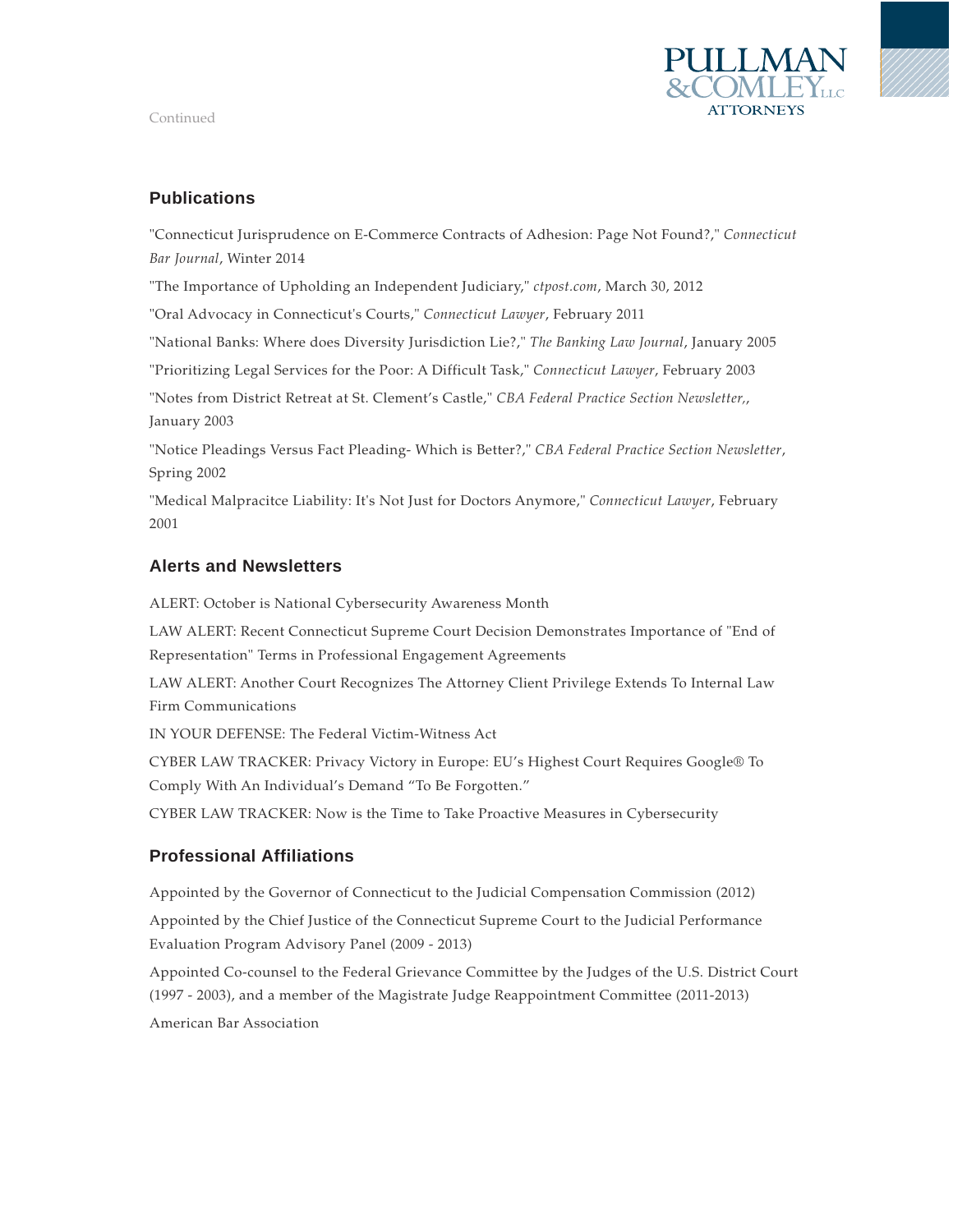Continued

## Publications

"Connecticut Jurisprudence on E-Commerce Contracts of Adhesion: Page Not Found?," *Connecticut Bar Journal*, Winter 2014

"The Importance of Upholding an Independent Judiciary," *ctpost.com*, March 30, 2012

"Oral Advocacy in Connecticut's Courts," *Connecticut Lawyer*, February 2011

"National Banks: Where does Diversity Jurisdiction Lie?," *The Banking Law Journal*, January 2005

"Prioritizing Legal Services for the Poor: A Difficult Task," *Connecticut Lawyer*, February 2003

"Notes from District Retreat at St. Clement's Castle," *CBA Federal Practice Section Newsletter,*, January 2003

"Notice Pleadings Versus Fact Pleading- Which is Better?," *CBA Federal Practice Section Newsletter*, Spring 2002

"Medical Malpracitce Liability: It's Not Just for Doctors Anymore," *Connecticut Lawyer*, February 2001

## Alerts and Newsletters

ALERT: October is National Cybersecurity Awareness Month

LAW ALERT: Recent Connecticut Supreme Court Decision Demonstrates Importance of "End of Representation" Terms in Professional Engagement Agreements

LAW ALERT: Another Court Recognizes The Attorney Client Privilege Extends To Internal Law Firm Communications

IN YOUR DEFENSE: The Federal Victim-Witness Act

CYBER LAW TRACKER: Privacy Victory in Europe: EU's Highest Court Requires Google® To Comply With An Individual's Demand "To Be Forgotten."

CYBER LAW TRACKER: Now is the Time to Take Proactive Measures in Cybersecurity

## Professional Affiliations

Appointed by the Governor of Connecticut to the Judicial Compensation Commission (2012)

Appointed by the Chief Justice of the Connecticut Supreme Court to the Judicial Performance Evaluation Program Advisory Panel (2009 - 2013)

Appointed Co-counsel to the Federal Grievance Committee by the Judges of the U.S. District Court (1997 - 2003), and a member of the Magistrate Judge Reappointment Committee (2011-2013)

American Bar Association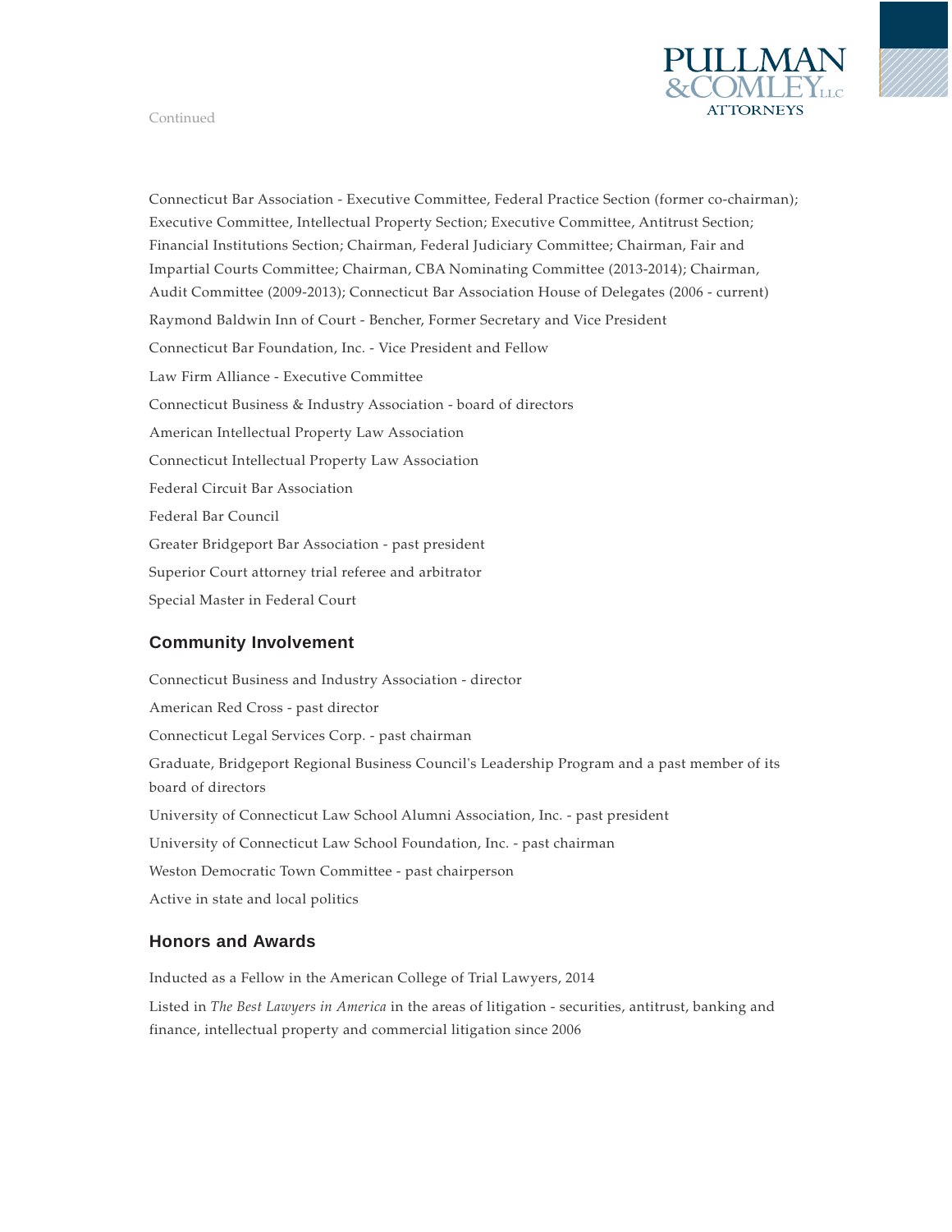Continued

Connecticut Bar Association - Executive Committee, Federal Practice Section (former co-chairman); Executive Committee, Intellectual Property Section; Executive Committee, Antitrust Section; Financial Institutions Section; Chairman, Federal Judiciary Committee; Chairman, Fair and Impartial Courts Committee; Chairman, CBA Nominating Committee (2013-2014); Chairman, Audit Committee (2009-2013); Connecticut Bar Association House of Delegates (2006 - current)

Raymond Baldwin Inn of Court - Bencher, Former Secretary and Vice President

Connecticut Bar Foundation, Inc. - Vice President and Fellow

Law Firm Alliance - Executive Committee

Connecticut Business & Industry Association - board of directors

American Intellectual Property Law Association

Connecticut Intellectual Property Law Association

Federal Circuit Bar Association

Federal Bar Council

Greater Bridgeport Bar Association - past president

Superior Court attorney trial referee and arbitrator

Special Master in Federal Court

## Community Involvement

Connecticut Business and Industry Association - director

American Red Cross - past director

Connecticut Legal Services Corp. - past chairman

Graduate, Bridgeport Regional Business Council's Leadership Program and a past member of its board of directors

University of Connecticut Law School Alumni Association, Inc. - past president

University of Connecticut Law School Foundation, Inc. - past chairman

Weston Democratic Town Committee - past chairperson

Active in state and local politics

## Honors and Awards

Inducted as a Fellow in the American College of Trial Lawyers, 2014

Listed in *The Best Lawyers in America* in the areas of litigation - securities, antitrust, banking and finance, intellectual property and commercial litigation since 2006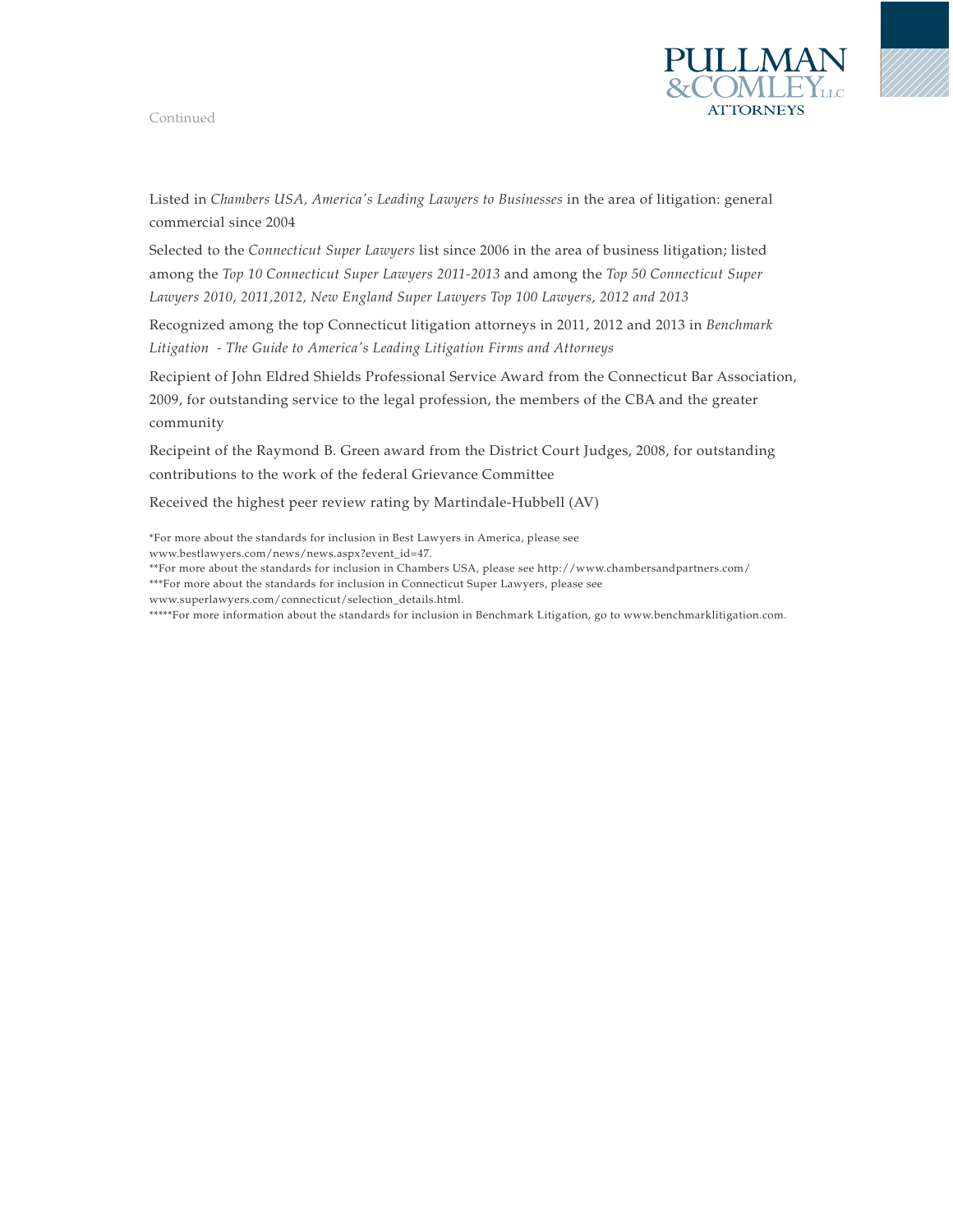Continued

Listed in *Chambers USA, America's Leading Lawyers to Businesses* in the area of litigation: general commercial since 2004

Selected to the *Connecticut Super Lawyers* list since 2006 in the area of business litigation; listed among the *Top 10 Connecticut Super Lawyers 2011-2013* and among the *Top 50 Connecticut Super Lawyers 2010, 2011,2012, New England Super Lawyers Top 100 Lawyers, 2012 and 2013*

Recognized among the top Connecticut litigation attorneys in 2011, 2012 and 2013 in *Benchmark Litigation - The Guide to America's Leading Litigation Firms and Attorneys*

Recipient of John Eldred Shields Professional Service Award from the Connecticut Bar Association, 2009, for outstanding service to the legal profession, the members of the CBA and the greater community

Recipeint of the Raymond B. Green award from the District Court Judges, 2008, for outstanding contributions to the work of the federal Grievance Committee

Received the highest peer review rating by Martindale-Hubbell (AV)

*For more about the standards for inclusion in Best Lawyers in America, please see www.bestlawyers.com/news/news.aspx?event_id=47.
**For more about the standards for inclusion in Chambers USA, please see http://www.chambersandpartners.com/
***For more about the standards for inclusion in Connecticut Super Lawyers, please see www.superlawyers.com/connecticut/selection_details.html.
*****For more information about the standards for inclusion in Benchmark Litigation, go to www.benchmarklitigation.com.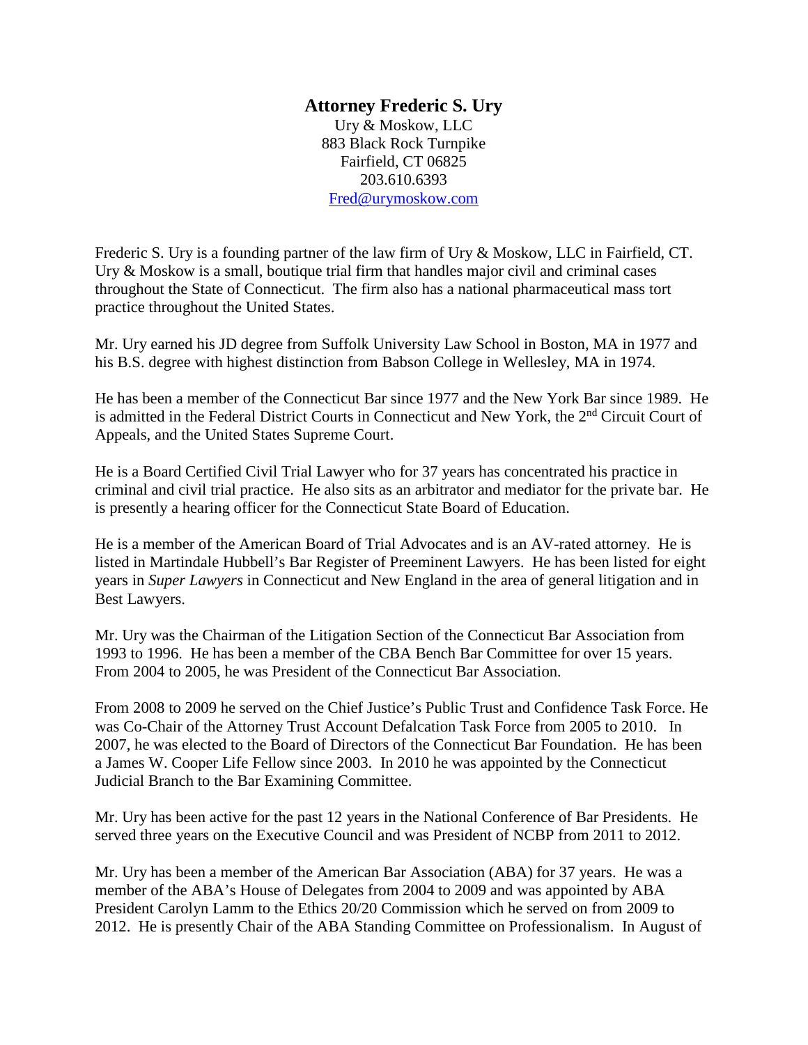**Attorney Frederic S. Ury**

Ury & Moskow, LLC
883 Black Rock Turnpike
Fairfield, CT 06825
203.610.6393
Fred@urymoskow.com

Frederic S. Ury is a founding partner of the law firm of Ury & Moskow, LLC in Fairfield, CT. Ury & Moskow is a small, boutique trial firm that handles major civil and criminal cases throughout the State of Connecticut. The firm also has a national pharmaceutical mass tort practice throughout the United States.

Mr. Ury earned his JD degree from Suffolk University Law School in Boston, MA in 1977 and his B.S. degree with highest distinction from Babson College in Wellesley, MA in 1974.

He has been a member of the Connecticut Bar since 1977 and the New York Bar since 1989. He is admitted in the Federal District Courts in Connecticut and New York, the 2nd Circuit Court of Appeals, and the United States Supreme Court.

He is a Board Certified Civil Trial Lawyer who for 37 years has concentrated his practice in criminal and civil trial practice. He also sits as an arbitrator and mediator for the private bar. He is presently a hearing officer for the Connecticut State Board of Education.

He is a member of the American Board of Trial Advocates and is an AV-rated attorney. He is listed in Martindale Hubbell's Bar Register of Preeminent Lawyers. He has been listed for eight years in *Super Lawyers* in Connecticut and New England in the area of general litigation and in Best Lawyers.

Mr. Ury was the Chairman of the Litigation Section of the Connecticut Bar Association from 1993 to 1996. He has been a member of the CBA Bench Bar Committee for over 15 years. From 2004 to 2005, he was President of the Connecticut Bar Association.

From 2008 to 2009 he served on the Chief Justice's Public Trust and Confidence Task Force. He was Co-Chair of the Attorney Trust Account Defalcation Task Force from 2005 to 2010. In 2007, he was elected to the Board of Directors of the Connecticut Bar Foundation. He has been a James W. Cooper Life Fellow since 2003. In 2010 he was appointed by the Connecticut Judicial Branch to the Bar Examining Committee.

Mr. Ury has been active for the past 12 years in the National Conference of Bar Presidents. He served three years on the Executive Council and was President of NCBP from 2011 to 2012.

Mr. Ury has been a member of the American Bar Association (ABA) for 37 years. He was a member of the ABA's House of Delegates from 2004 to 2009 and was appointed by ABA President Carolyn Lamm to the Ethics 20/20 Commission which he served on from 2009 to 2012. He is presently Chair of the ABA Standing Committee on Professionalism. In August of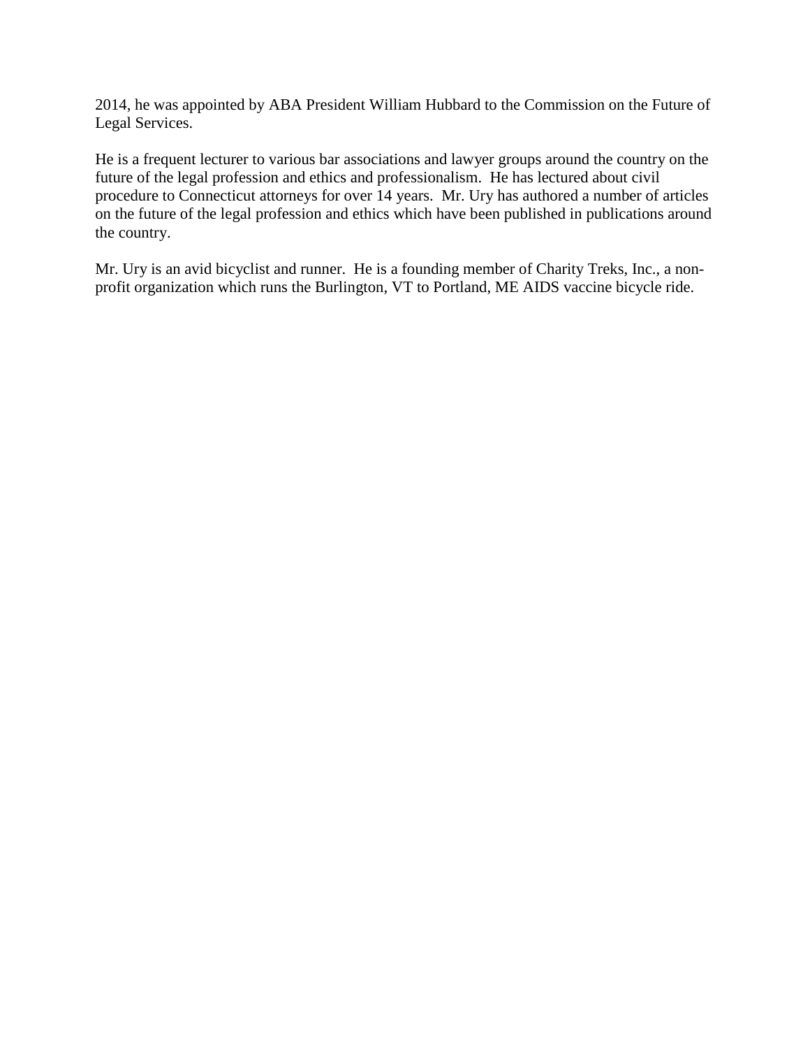2014, he was appointed by ABA President William Hubbard to the Commission on the Future of Legal Services.

He is a frequent lecturer to various bar associations and lawyer groups around the country on the future of the legal profession and ethics and professionalism. He has lectured about civil procedure to Connecticut attorneys for over 14 years. Mr. Ury has authored a number of articles on the future of the legal profession and ethics which have been published in publications around the country.

Mr. Ury is an avid bicyclist and runner. He is a founding member of Charity Treks, Inc., a non-profit organization which runs the Burlington, VT to Portland, ME AIDS vaccine bicycle ride.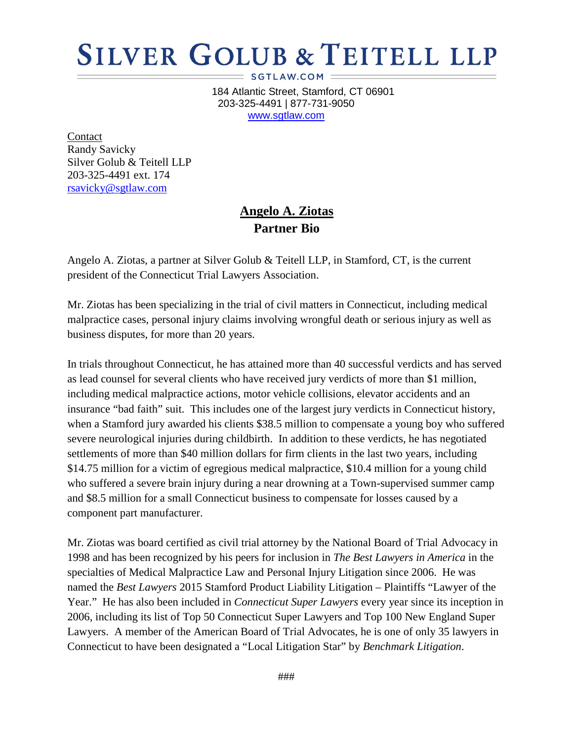# SILVER GOLUB & TEITELL LLP

SGTLAW.COM

184 Atlantic Street, Stamford, CT 06901
203-325-4491 | 877-731-9050
www.sgtlaw.com

Contact
Randy Savicky
Silver Golub & Teitell LLP
203-325-4491 ext. 174
rsavicky@sgtlaw.com

## Angelo A. Ziotas
## Partner Bio

Angelo A. Ziotas, a partner at Silver Golub & Teitell LLP, in Stamford, CT, is the current president of the Connecticut Trial Lawyers Association.

Mr. Ziotas has been specializing in the trial of civil matters in Connecticut, including medical malpractice cases, personal injury claims involving wrongful death or serious injury as well as business disputes, for more than 20 years.

In trials throughout Connecticut, he has attained more than 40 successful verdicts and has served as lead counsel for several clients who have received jury verdicts of more than $1 million, including medical malpractice actions, motor vehicle collisions, elevator accidents and an insurance "bad faith" suit. This includes one of the largest jury verdicts in Connecticut history, when a Stamford jury awarded his clients $38.5 million to compensate a young boy who suffered severe neurological injuries during childbirth. In addition to these verdicts, he has negotiated settlements of more than $40 million dollars for firm clients in the last two years, including $14.75 million for a victim of egregious medical malpractice, $10.4 million for a young child who suffered a severe brain injury during a near drowning at a Town-supervised summer camp and $8.5 million for a small Connecticut business to compensate for losses caused by a component part manufacturer.

Mr. Ziotas was board certified as civil trial attorney by the National Board of Trial Advocacy in 1998 and has been recognized by his peers for inclusion in *The Best Lawyers in America* in the specialties of Medical Malpractice Law and Personal Injury Litigation since 2006. He was named the *Best Lawyers* 2015 Stamford Product Liability Litigation – Plaintiffs "Lawyer of the Year." He has also been included in *Connecticut Super Lawyers* every year since its inception in 2006, including its list of Top 50 Connecticut Super Lawyers and Top 100 New England Super Lawyers. A member of the American Board of Trial Advocates, he is one of only 35 lawyers in Connecticut to have been designated a "Local Litigation Star" by *Benchmark Litigation*.

###